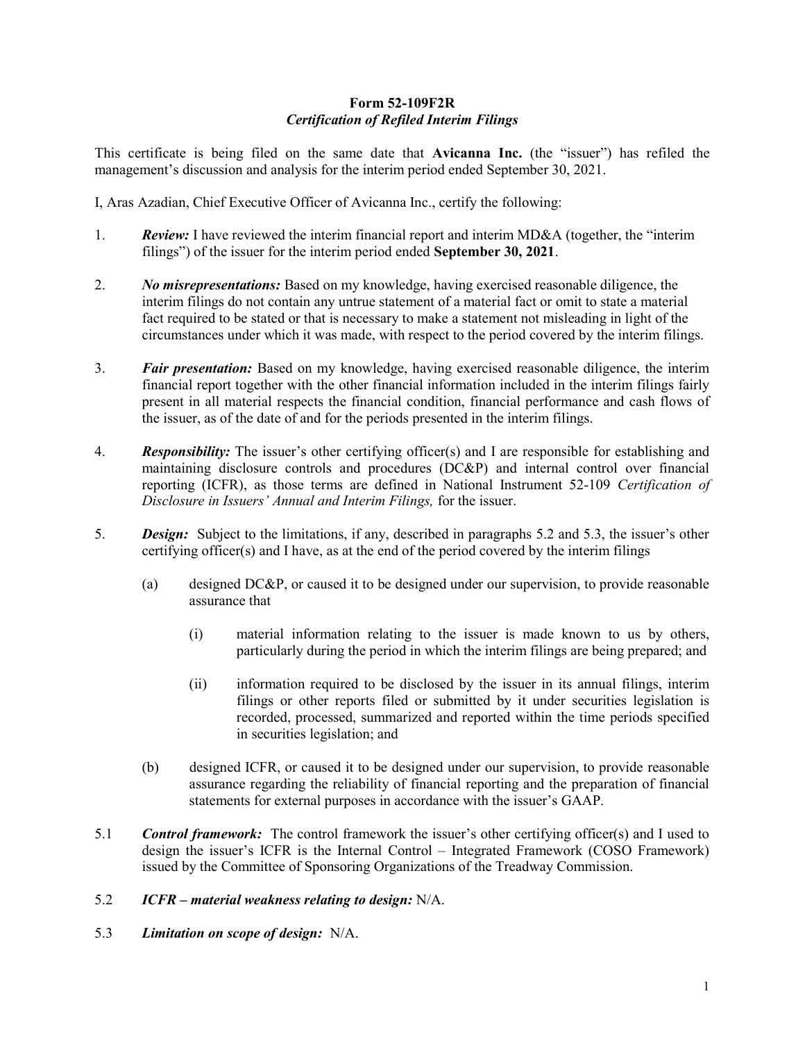**Form 52-109F2R**
***Certification of Refiled Interim Filings***

This certificate is being filed on the same date that **Avicanna Inc.** (the "issuer") has refiled the management's discussion and analysis for the interim period ended September 30, 2021.

I, Aras Azadian, Chief Executive Officer of Avicanna Inc., certify the following:

1. ***Review:*** I have reviewed the interim financial report and interim MD&A (together, the "interim filings") of the issuer for the interim period ended **September 30, 2021**.

2. ***No misrepresentations:*** Based on my knowledge, having exercised reasonable diligence, the interim filings do not contain any untrue statement of a material fact or omit to state a material fact required to be stated or that is necessary to make a statement not misleading in light of the circumstances under which it was made, with respect to the period covered by the interim filings.

3. ***Fair presentation:*** Based on my knowledge, having exercised reasonable diligence, the interim financial report together with the other financial information included in the interim filings fairly present in all material respects the financial condition, financial performance and cash flows of the issuer, as of the date of and for the periods presented in the interim filings.

4. ***Responsibility:*** The issuer's other certifying officer(s) and I are responsible for establishing and maintaining disclosure controls and procedures (DC&P) and internal control over financial reporting (ICFR), as those terms are defined in National Instrument 52-109 *Certification of Disclosure in Issuers' Annual and Interim Filings,* for the issuer.

5. ***Design:*** Subject to the limitations, if any, described in paragraphs 5.2 and 5.3, the issuer's other certifying officer(s) and I have, as at the end of the period covered by the interim filings

   (a) designed DC&P, or caused it to be designed under our supervision, to provide reasonable assurance that

      (i) material information relating to the issuer is made known to us by others, particularly during the period in which the interim filings are being prepared; and

      (ii) information required to be disclosed by the issuer in its annual filings, interim filings or other reports filed or submitted by it under securities legislation is recorded, processed, summarized and reported within the time periods specified in securities legislation; and

   (b) designed ICFR, or caused it to be designed under our supervision, to provide reasonable assurance regarding the reliability of financial reporting and the preparation of financial statements for external purposes in accordance with the issuer's GAAP.

5.1 ***Control framework:*** The control framework the issuer's other certifying officer(s) and I used to design the issuer's ICFR is the Internal Control – Integrated Framework (COSO Framework) issued by the Committee of Sponsoring Organizations of the Treadway Commission.

5.2 ***ICFR – material weakness relating to design:*** N/A.

5.3 ***Limitation on scope of design:*** N/A.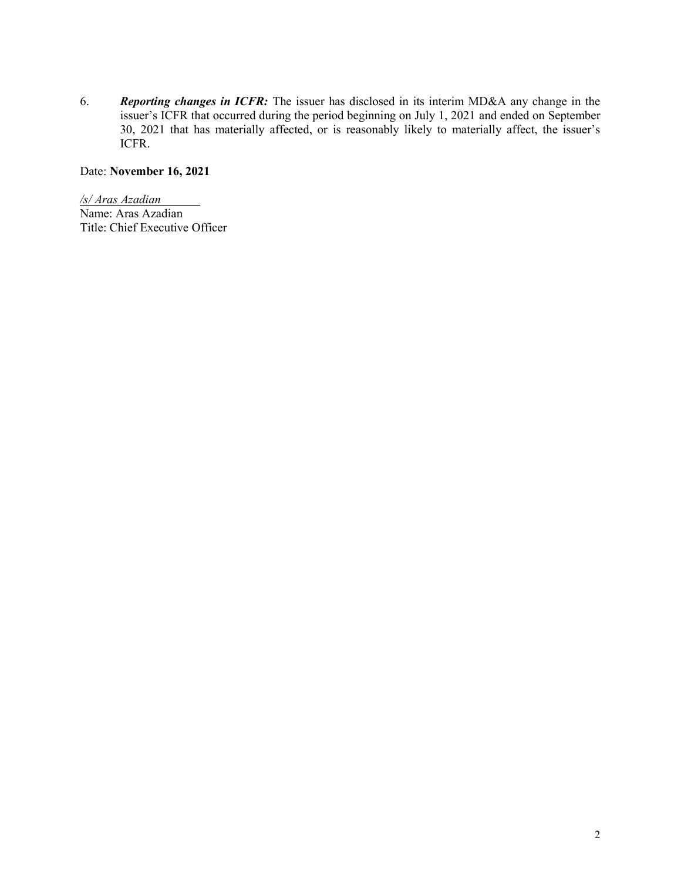6. ***Reporting changes in ICFR:*** The issuer has disclosed in its interim MD&A any change in the issuer's ICFR that occurred during the period beginning on July 1, 2021 and ended on September 30, 2021 that has materially affected, or is reasonably likely to materially affect, the issuer's ICFR.

Date: **November 16, 2021**

*/s/ Aras Azadian*
Name: Aras Azadian
Title: Chief Executive Officer